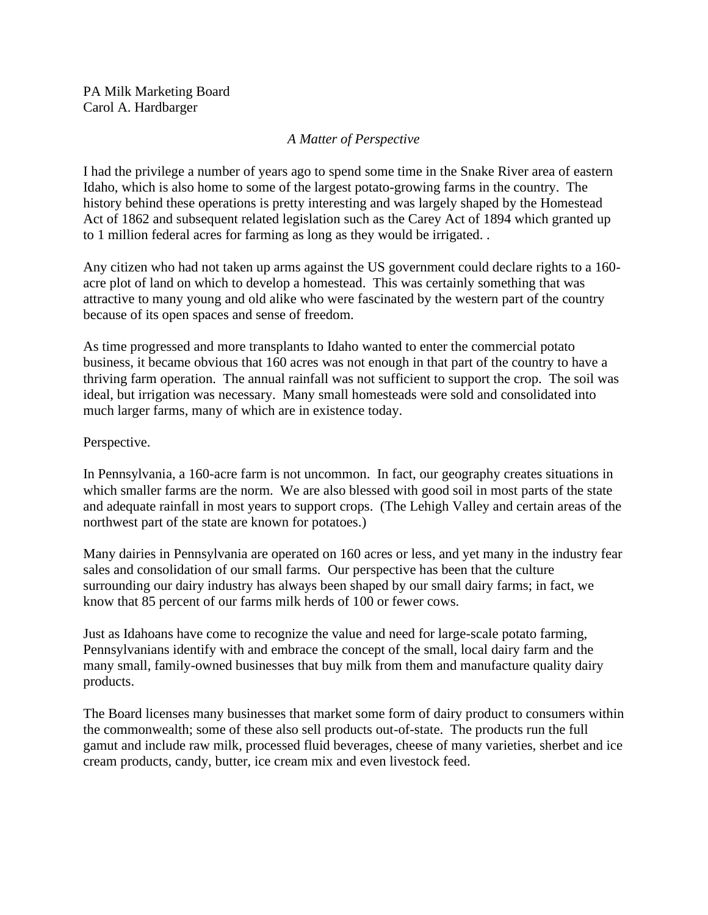PA Milk Marketing Board
Carol A. Hardbarger

*A Matter of Perspective*

I had the privilege a number of years ago to spend some time in the Snake River area of eastern Idaho, which is also home to some of the largest potato-growing farms in the country. The history behind these operations is pretty interesting and was largely shaped by the Homestead Act of 1862 and subsequent related legislation such as the Carey Act of 1894 which granted up to 1 million federal acres for farming as long as they would be irrigated. .

Any citizen who had not taken up arms against the US government could declare rights to a 160-acre plot of land on which to develop a homestead. This was certainly something that was attractive to many young and old alike who were fascinated by the western part of the country because of its open spaces and sense of freedom.

As time progressed and more transplants to Idaho wanted to enter the commercial potato business, it became obvious that 160 acres was not enough in that part of the country to have a thriving farm operation. The annual rainfall was not sufficient to support the crop. The soil was ideal, but irrigation was necessary. Many small homesteads were sold and consolidated into much larger farms, many of which are in existence today.

Perspective.

In Pennsylvania, a 160-acre farm is not uncommon. In fact, our geography creates situations in which smaller farms are the norm. We are also blessed with good soil in most parts of the state and adequate rainfall in most years to support crops. (The Lehigh Valley and certain areas of the northwest part of the state are known for potatoes.)

Many dairies in Pennsylvania are operated on 160 acres or less, and yet many in the industry fear sales and consolidation of our small farms. Our perspective has been that the culture surrounding our dairy industry has always been shaped by our small dairy farms; in fact, we know that 85 percent of our farms milk herds of 100 or fewer cows.

Just as Idahoans have come to recognize the value and need for large-scale potato farming, Pennsylvanians identify with and embrace the concept of the small, local dairy farm and the many small, family-owned businesses that buy milk from them and manufacture quality dairy products.

The Board licenses many businesses that market some form of dairy product to consumers within the commonwealth; some of these also sell products out-of-state. The products run the full gamut and include raw milk, processed fluid beverages, cheese of many varieties, sherbet and ice cream products, candy, butter, ice cream mix and even livestock feed.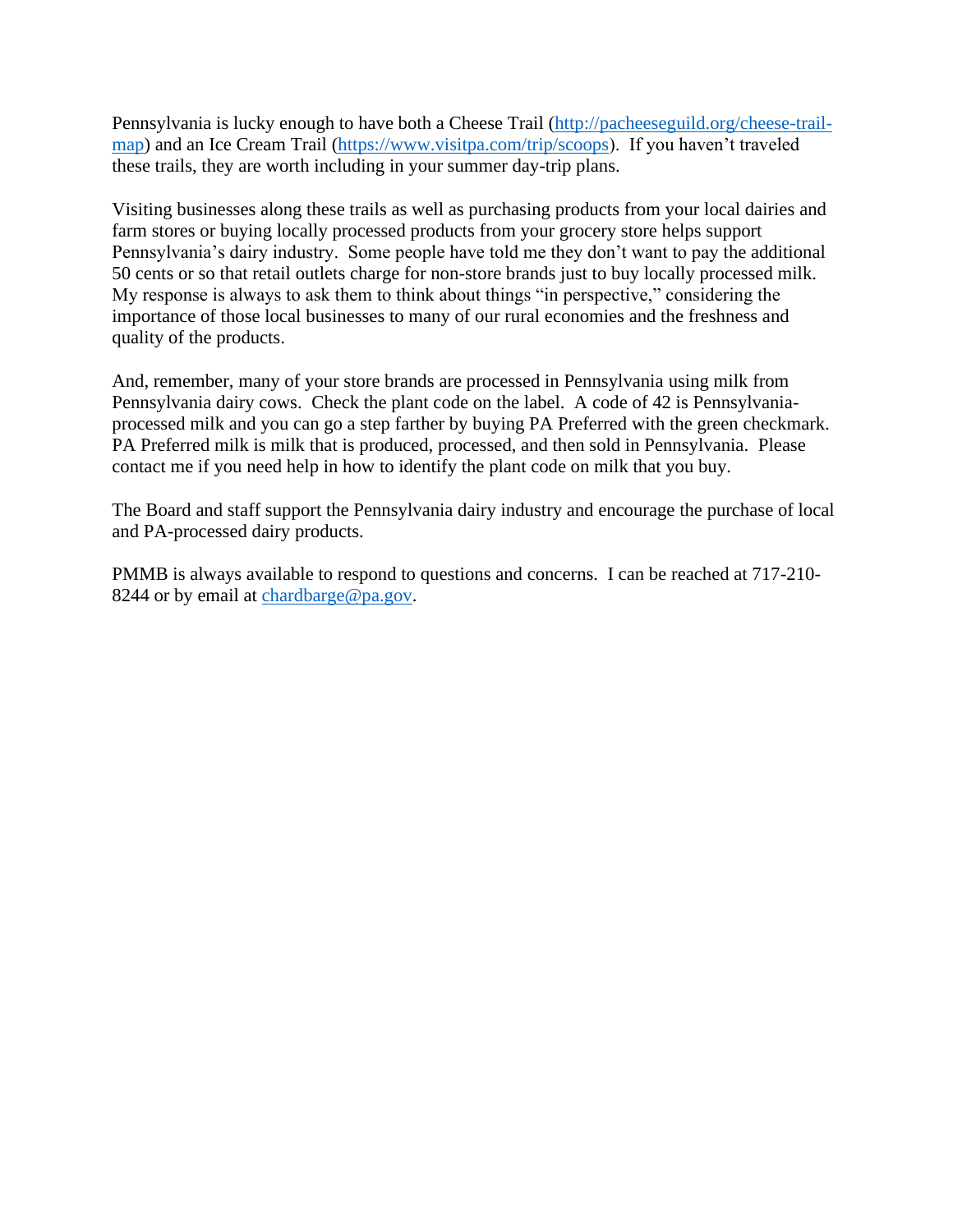Pennsylvania is lucky enough to have both a Cheese Trail (http://pacheeseguild.org/cheese-trail-map) and an Ice Cream Trail (https://www.visitpa.com/trip/scoops). If you haven't traveled these trails, they are worth including in your summer day-trip plans.

Visiting businesses along these trails as well as purchasing products from your local dairies and farm stores or buying locally processed products from your grocery store helps support Pennsylvania's dairy industry. Some people have told me they don't want to pay the additional 50 cents or so that retail outlets charge for non-store brands just to buy locally processed milk. My response is always to ask them to think about things "in perspective," considering the importance of those local businesses to many of our rural economies and the freshness and quality of the products.

And, remember, many of your store brands are processed in Pennsylvania using milk from Pennsylvania dairy cows. Check the plant code on the label. A code of 42 is Pennsylvania-processed milk and you can go a step farther by buying PA Preferred with the green checkmark. PA Preferred milk is milk that is produced, processed, and then sold in Pennsylvania. Please contact me if you need help in how to identify the plant code on milk that you buy.

The Board and staff support the Pennsylvania dairy industry and encourage the purchase of local and PA-processed dairy products.

PMMB is always available to respond to questions and concerns. I can be reached at 717-210-8244 or by email at chardbarge@pa.gov.